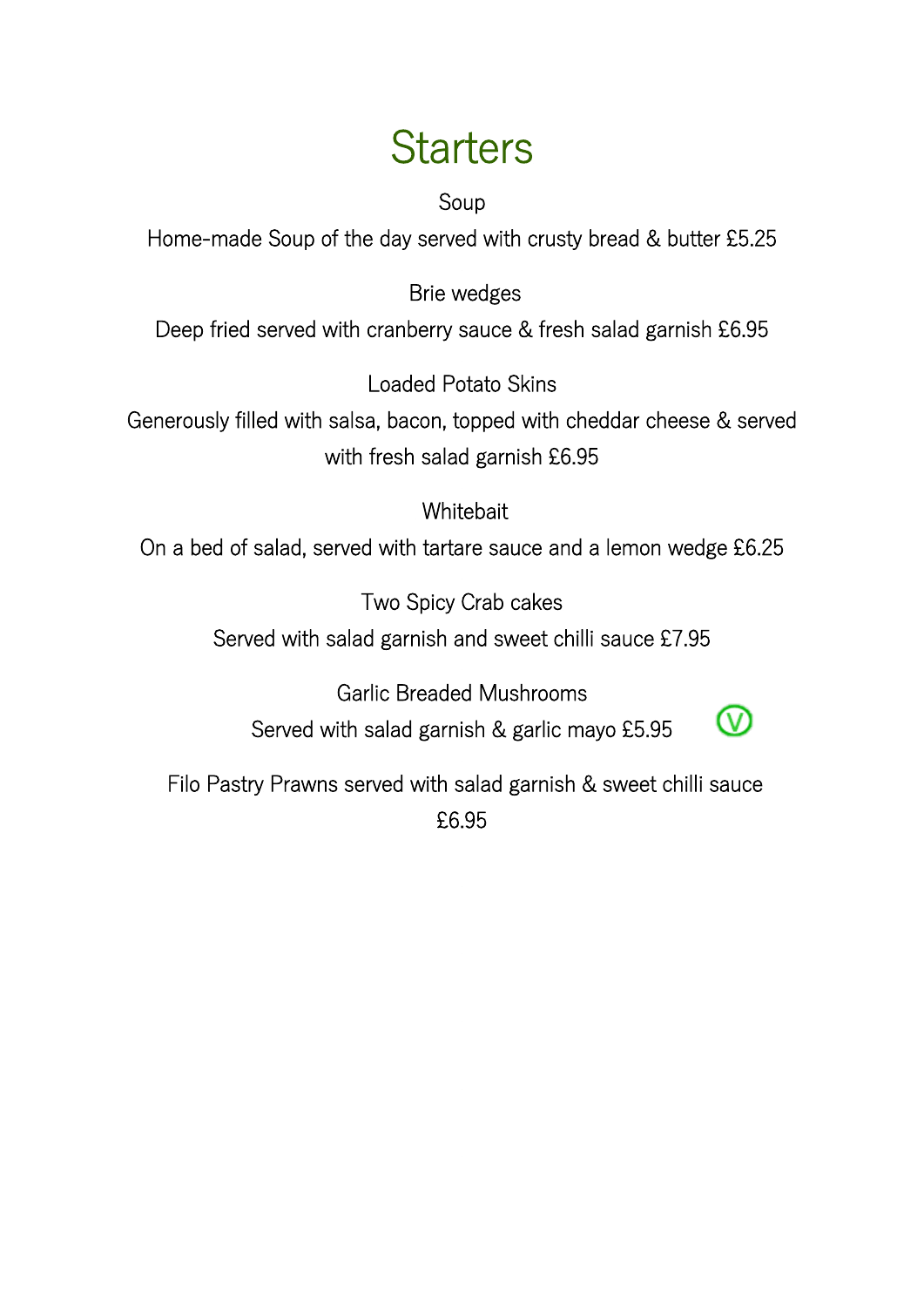# Starters

Soup

Home-made Soup of the day served with crusty bread & butter £5.25

Brie wedges

Deep fried served with cranberry sauce & fresh salad garnish £6.95

Loaded Potato Skins

Generously filled with salsa, bacon, topped with cheddar cheese & served with fresh salad garnish £6.95

Whitebait

On a bed of salad, served with tartare sauce and a lemon wedge £6.25

Two Spicy Crab cakes

Served with salad garnish and sweet chilli sauce £7.95

Garlic Breaded Mushrooms

Served with salad garnish & garlic mayo £5.95 (V)

Filo Pastry Prawns served with salad garnish & sweet chilli sauce £6.95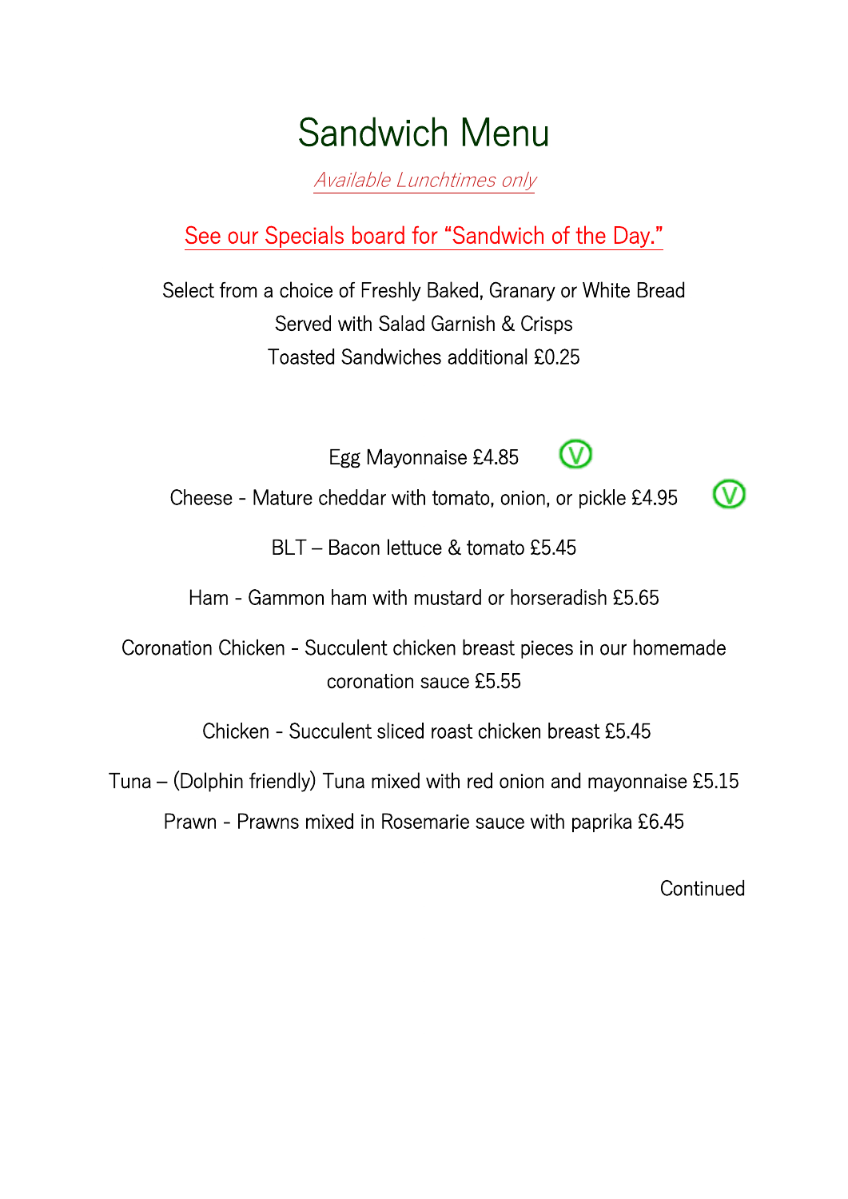# Sandwich Menu

*Available Lunchtimes only*

See our Specials board for "Sandwich of the Day."

Select from a choice of Freshly Baked, Granary or White Bread
Served with Salad Garnish & Crisps
Toasted Sandwiches additional £0.25

Egg Mayonnaise £4.85 (V)

Cheese - Mature cheddar with tomato, onion, or pickle £4.95 (V)

BLT – Bacon lettuce & tomato £5.45

Ham - Gammon ham with mustard or horseradish £5.65

Coronation Chicken - Succulent chicken breast pieces in our homemade coronation sauce £5.55

Chicken - Succulent sliced roast chicken breast £5.45

Tuna – (Dolphin friendly) Tuna mixed with red onion and mayonnaise £5.15

Prawn - Prawns mixed in Rosemarie sauce with paprika £6.45

Continued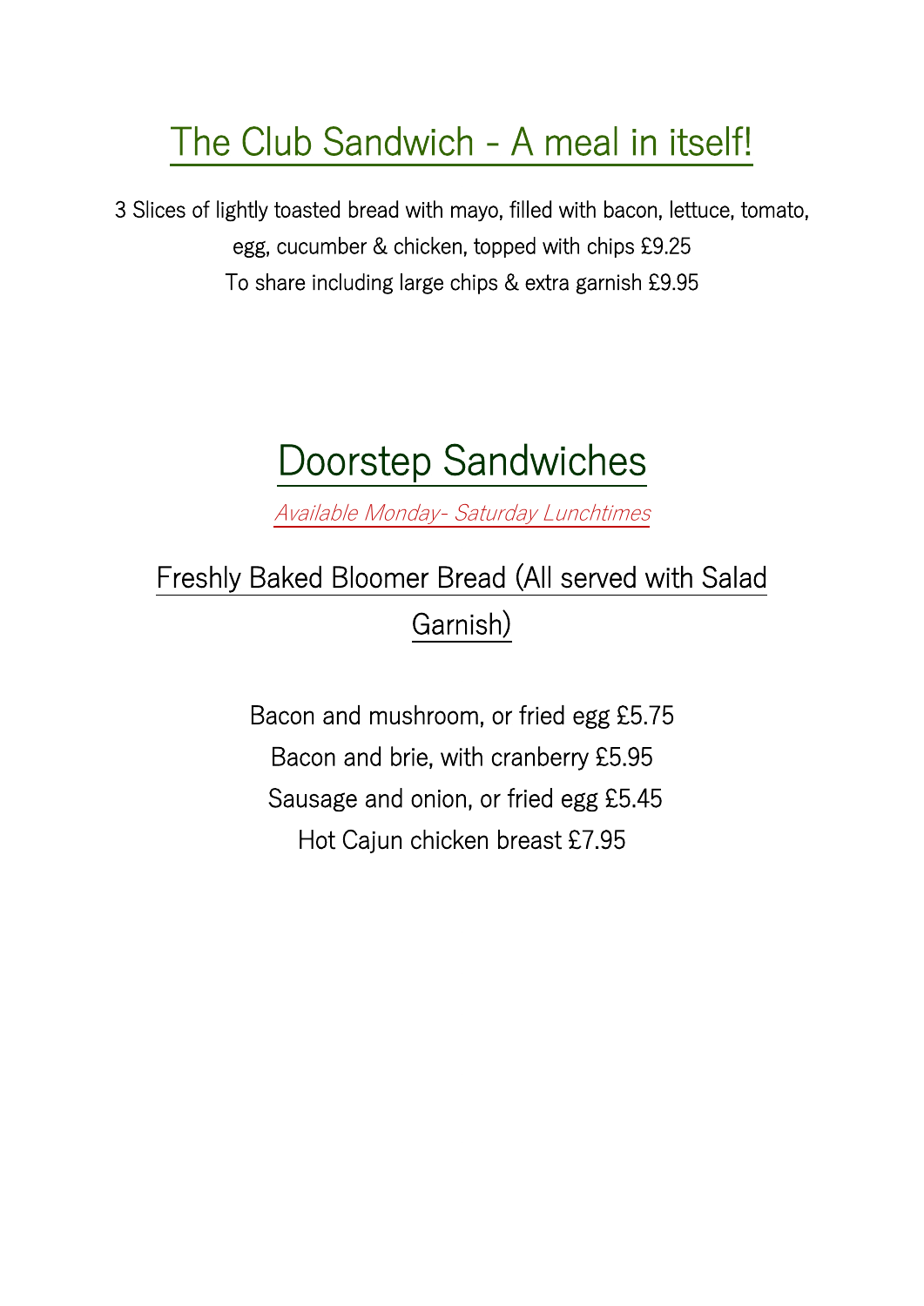# The Club Sandwich - A meal in itself!

3 Slices of lightly toasted bread with mayo, filled with bacon, lettuce, tomato, egg, cucumber & chicken, topped with chips £9.25

To share including large chips & extra garnish £9.95

# Doorstep Sandwiches

*Available Monday- Saturday Lunchtimes*

## Freshly Baked Bloomer Bread (All served with Salad Garnish)

Bacon and mushroom, or fried egg £5.75

Bacon and brie, with cranberry £5.95

Sausage and onion, or fried egg £5.45

Hot Cajun chicken breast £7.95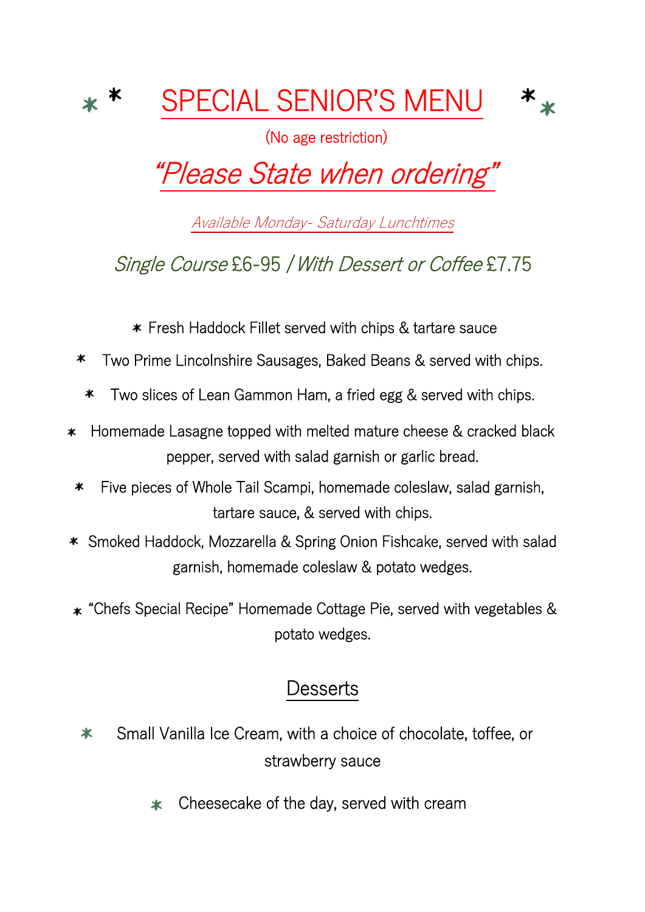# SPECIAL SENIOR'S MENU

(No age restriction)

## *"Please State when ordering"*

*Available Monday- Saturday Lunchtimes*

*Single Course* £6-95 / *With Dessert or Coffee* £7.75

- Fresh Haddock Fillet served with chips & tartare sauce
- Two Prime Lincolnshire Sausages, Baked Beans & served with chips.
- Two slices of Lean Gammon Ham, a fried egg & served with chips.
- Homemade Lasagne topped with melted mature cheese & cracked black pepper, served with salad garnish or garlic bread.
- Five pieces of Whole Tail Scampi, homemade coleslaw, salad garnish, tartare sauce, & served with chips.
- Smoked Haddock, Mozzarella & Spring Onion Fishcake, served with salad garnish, homemade coleslaw & potato wedges.
- "Chefs Special Recipe" Homemade Cottage Pie, served with vegetables & potato wedges.

## Desserts

- Small Vanilla Ice Cream, with a choice of chocolate, toffee, or strawberry sauce
- Cheesecake of the day, served with cream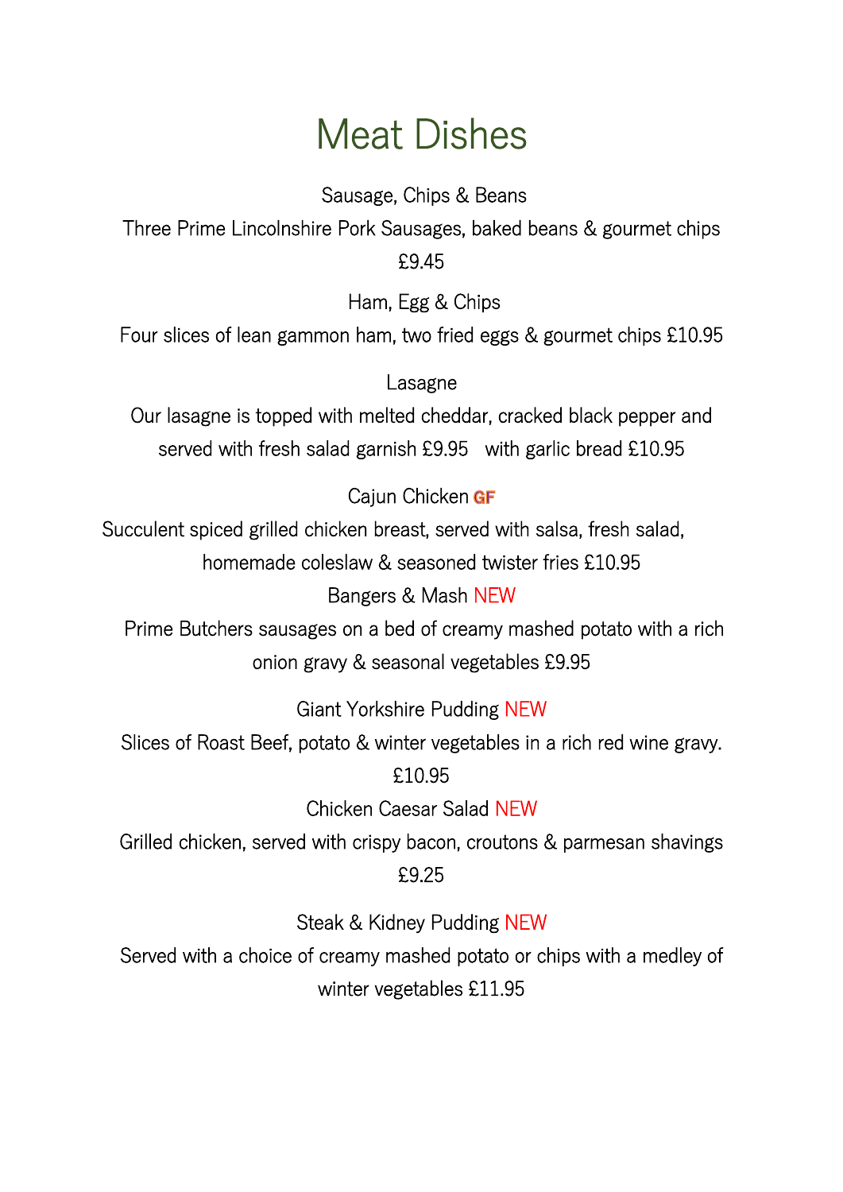# Meat Dishes

Sausage, Chips & Beans

Three Prime Lincolnshire Pork Sausages, baked beans & gourmet chips

£9.45

Ham, Egg & Chips

Four slices of lean gammon ham, two fried eggs & gourmet chips £10.95

Lasagne

Our lasagne is topped with melted cheddar, cracked black pepper and served with fresh salad garnish £9.95 with garlic bread £10.95

Cajun Chicken GF

Succulent spiced grilled chicken breast, served with salsa, fresh salad, homemade coleslaw & seasoned twister fries £10.95

Bangers & Mash NEW

Prime Butchers sausages on a bed of creamy mashed potato with a rich onion gravy & seasonal vegetables £9.95

Giant Yorkshire Pudding NEW

Slices of Roast Beef, potato & winter vegetables in a rich red wine gravy.

£10.95

Chicken Caesar Salad NEW

Grilled chicken, served with crispy bacon, croutons & parmesan shavings

£9.25

Steak & Kidney Pudding NEW

Served with a choice of creamy mashed potato or chips with a medley of winter vegetables £11.95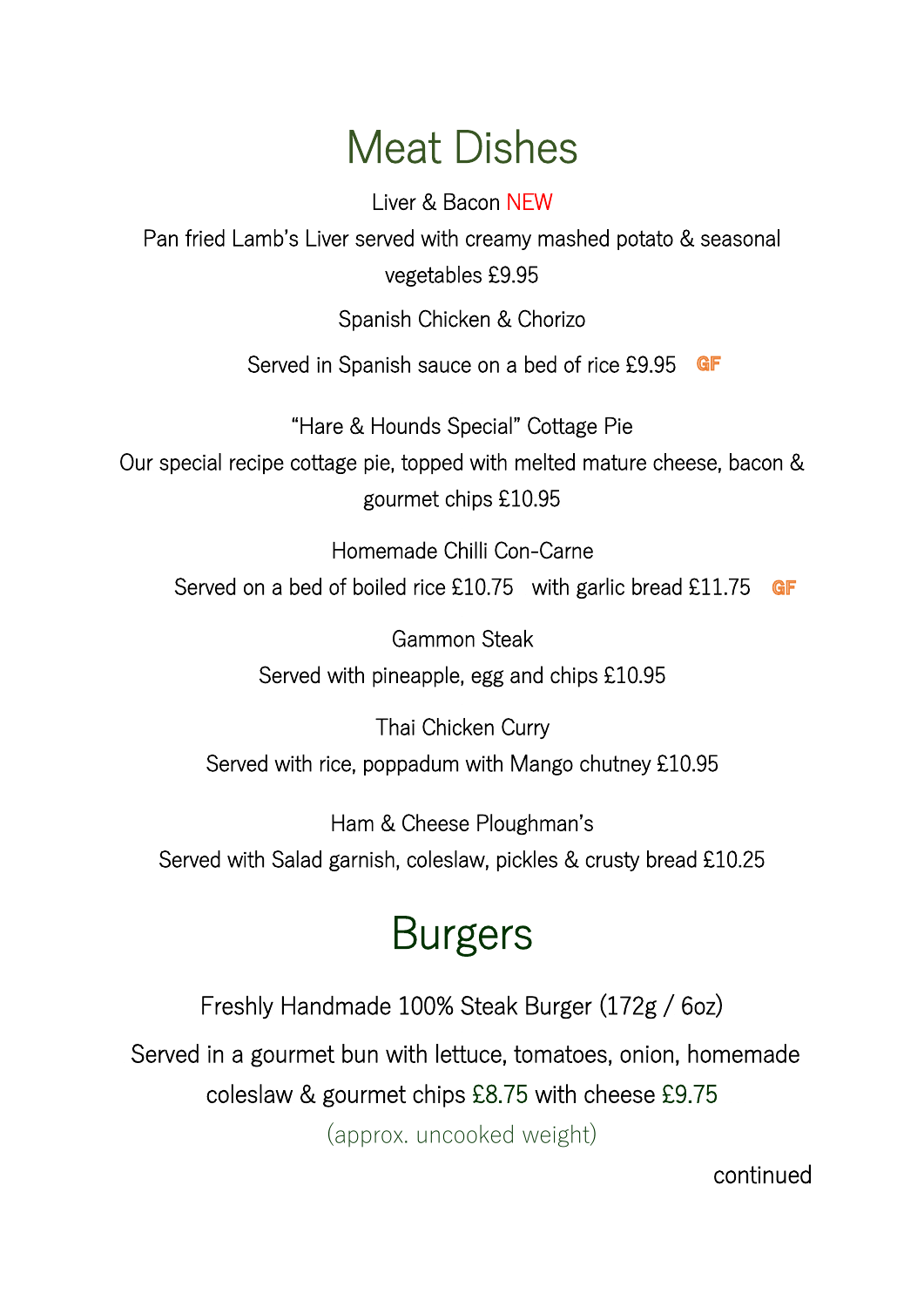# Meat Dishes

Liver & Bacon NEW

Pan fried Lamb's Liver served with creamy mashed potato & seasonal vegetables £9.95

Spanish Chicken & Chorizo

Served in Spanish sauce on a bed of rice £9.95 GF

"Hare & Hounds Special" Cottage Pie

Our special recipe cottage pie, topped with melted mature cheese, bacon & gourmet chips £10.95

Homemade Chilli Con-Carne

Served on a bed of boiled rice £10.75 with garlic bread £11.75 GF

Gammon Steak

Served with pineapple, egg and chips £10.95

Thai Chicken Curry

Served with rice, poppadum with Mango chutney £10.95

Ham & Cheese Ploughman's

Served with Salad garnish, coleslaw, pickles & crusty bread £10.25

# Burgers

Freshly Handmade 100% Steak Burger (172g / 6oz)

Served in a gourmet bun with lettuce, tomatoes, onion, homemade coleslaw & gourmet chips £8.75 with cheese £9.75

(approx. uncooked weight)

continued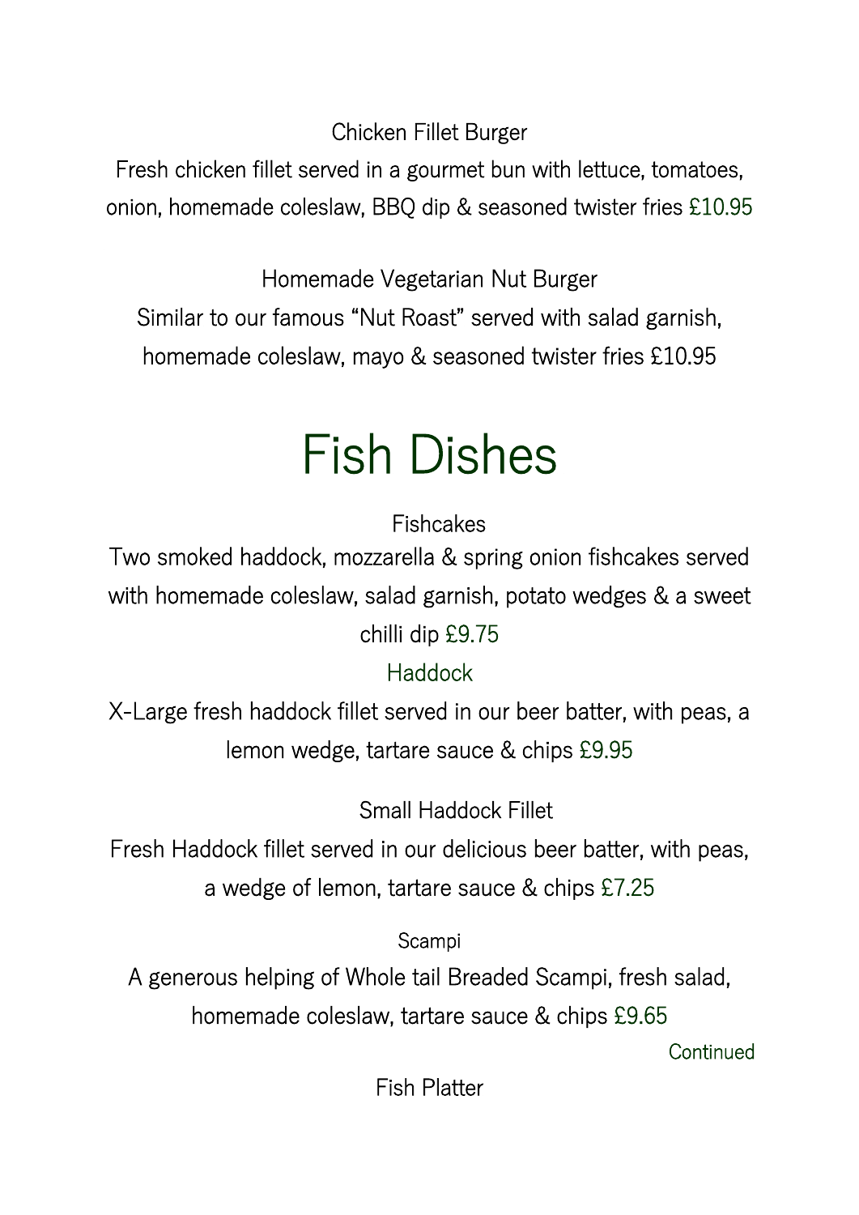Chicken Fillet Burger

Fresh chicken fillet served in a gourmet bun with lettuce, tomatoes, onion, homemade coleslaw, BBQ dip & seasoned twister fries £10.95

Homemade Vegetarian Nut Burger

Similar to our famous "Nut Roast" served with salad garnish, homemade coleslaw, mayo & seasoned twister fries £10.95

# Fish Dishes

Fishcakes

Two smoked haddock, mozzarella & spring onion fishcakes served with homemade coleslaw, salad garnish, potato wedges & a sweet chilli dip £9.75

Haddock

X-Large fresh haddock fillet served in our beer batter, with peas, a lemon wedge, tartare sauce & chips £9.95

Small Haddock Fillet

Fresh Haddock fillet served in our delicious beer batter, with peas, a wedge of lemon, tartare sauce & chips £7.25

Scampi

A generous helping of Whole tail Breaded Scampi, fresh salad, homemade coleslaw, tartare sauce & chips £9.65

Continued

Fish Platter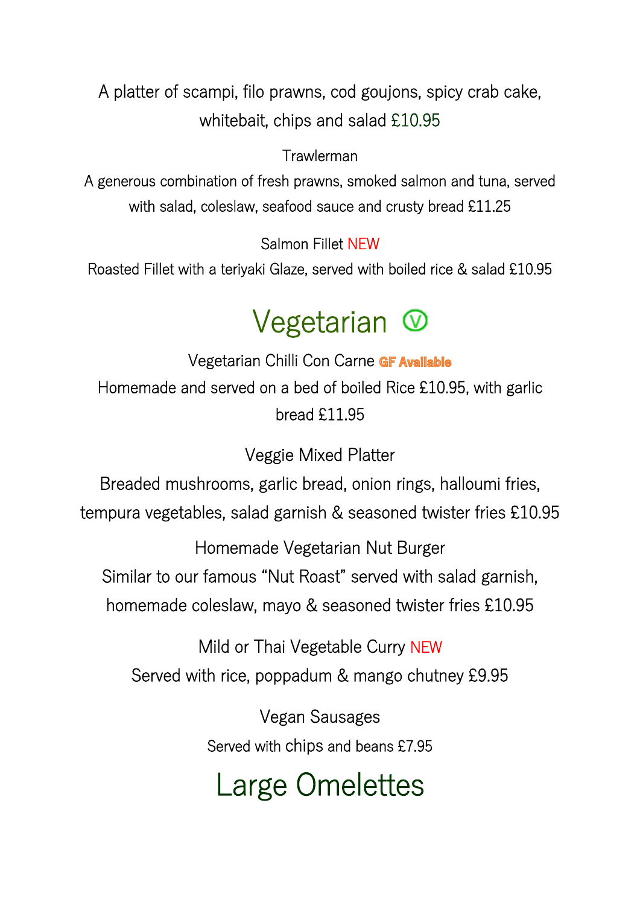A platter of scampi, filo prawns, cod goujons, spicy crab cake, whitebait, chips and salad £10.95

Trawlerman

A generous combination of fresh prawns, smoked salmon and tuna, served with salad, coleslaw, seafood sauce and crusty bread £11.25

Salmon Fillet NEW

Roasted Fillet with a teriyaki Glaze, served with boiled rice & salad £10.95

# Vegetarian Ⓥ

Vegetarian Chilli Con Carne **GF Available**

Homemade and served on a bed of boiled Rice £10.95, with garlic bread £11.95

Veggie Mixed Platter

Breaded mushrooms, garlic bread, onion rings, halloumi fries, tempura vegetables, salad garnish & seasoned twister fries £10.95

Homemade Vegetarian Nut Burger

Similar to our famous "Nut Roast" served with salad garnish, homemade coleslaw, mayo & seasoned twister fries £10.95

Mild or Thai Vegetable Curry NEW

Served with rice, poppadum & mango chutney £9.95

Vegan Sausages

Served with chips and beans £7.95

# Large Omelettes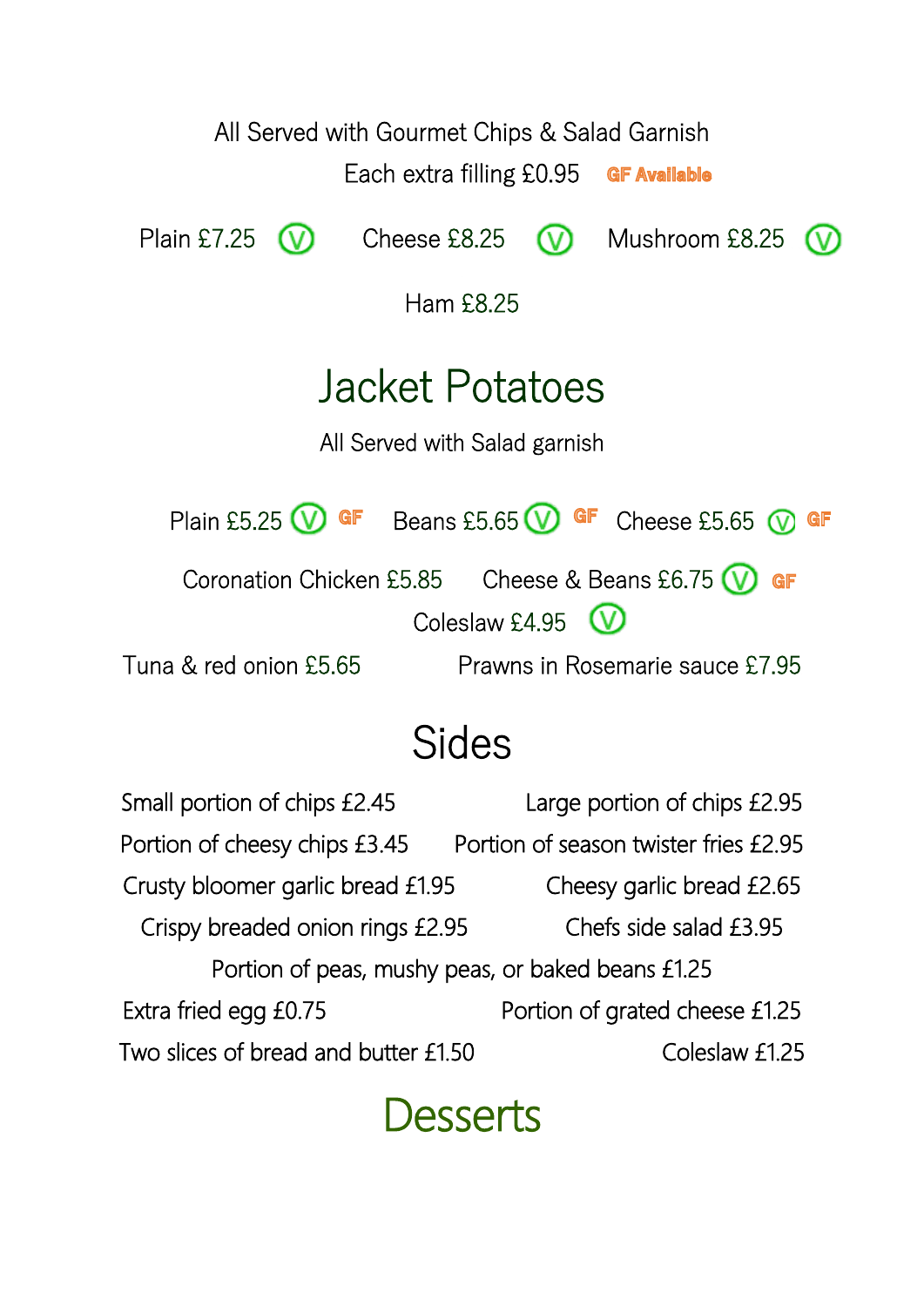All Served with Gourmet Chips & Salad Garnish

Each extra filling £0.95 GF Available

Plain £7.25 (V) Cheese £8.25 (V) Mushroom £8.25 (V)

Ham £8.25

# Jacket Potatoes

All Served with Salad garnish

Plain £5.25 (V) GF Beans £5.65 (V) GF Cheese £5.65 (V) GF

Coronation Chicken £5.85 Cheese & Beans £6.75 (V) GF

Coleslaw £4.95 (V)

Tuna & red onion £5.65 Prawns in Rosemarie sauce £7.95

# Sides

Small portion of chips £2.45 Large portion of chips £2.95

Portion of cheesy chips £3.45 Portion of season twister fries £2.95

Crusty bloomer garlic bread £1.95 Cheesy garlic bread £2.65

Crispy breaded onion rings £2.95 Chefs side salad £3.95

Portion of peas, mushy peas, or baked beans £1.25

Extra fried egg £0.75 Portion of grated cheese £1.25

Two slices of bread and butter £1.50 Coleslaw £1.25

# Desserts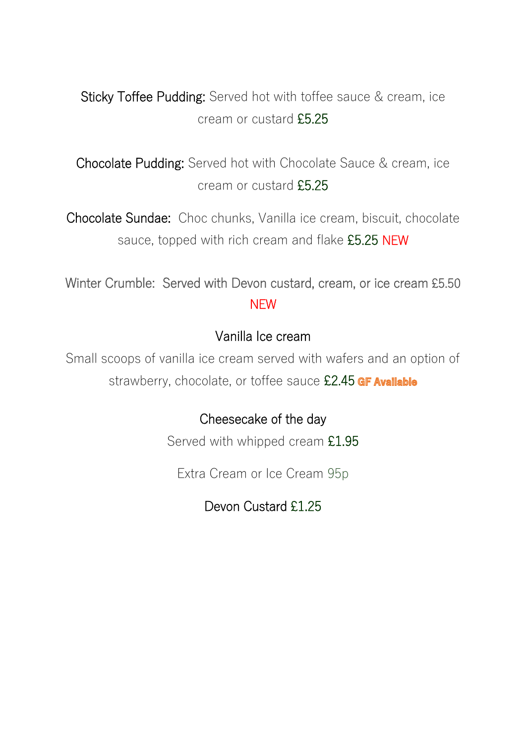Sticky Toffee Pudding: Served hot with toffee sauce & cream, ice cream or custard £5.25

Chocolate Pudding: Served hot with Chocolate Sauce & cream, ice cream or custard £5.25

Chocolate Sundae: Choc chunks, Vanilla ice cream, biscuit, chocolate sauce, topped with rich cream and flake £5.25 NEW

Winter Crumble: Served with Devon custard, cream, or ice cream £5.50 NEW

Vanilla Ice cream

Small scoops of vanilla ice cream served with wafers and an option of strawberry, chocolate, or toffee sauce £2.45 **GF Available**

Cheesecake of the day

Served with whipped cream £1.95

Extra Cream or Ice Cream 95p

Devon Custard £1.25